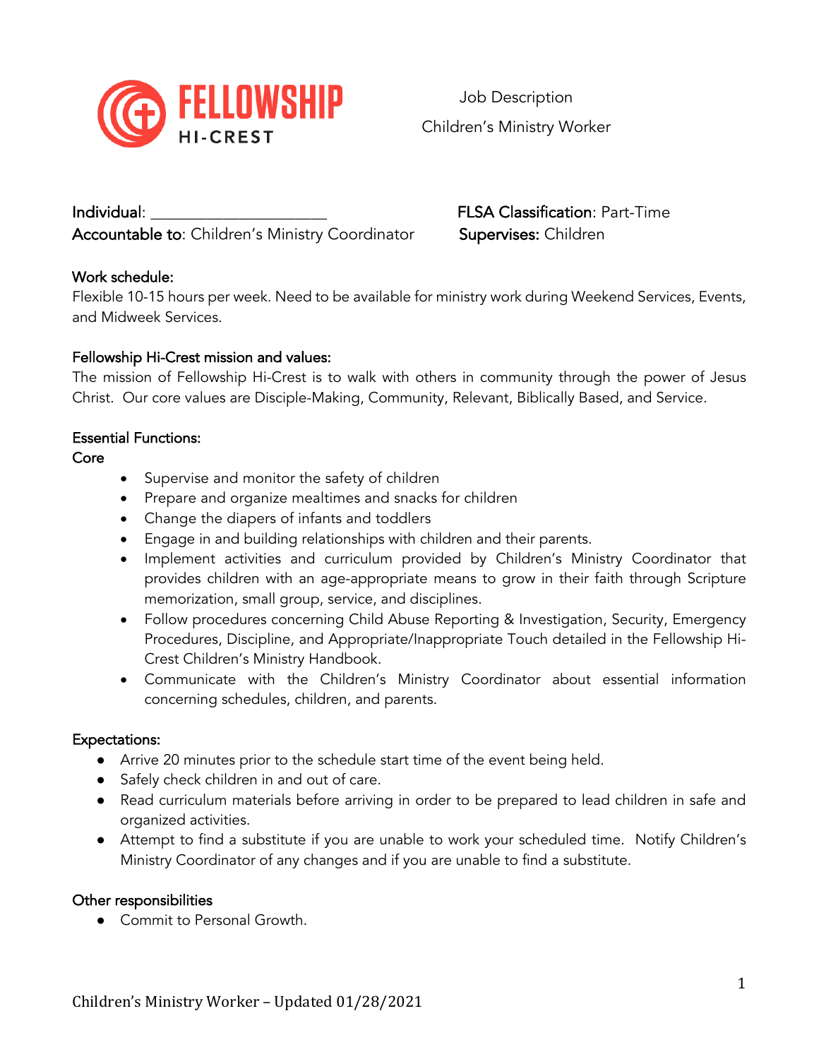FELLOWSHIP HI-CREST

Job Description
Children's Ministry Worker

**Individual**: ______________________ **FLSA Classification**: Part-Time
**Accountable to**: Children's Ministry Coordinator **Supervises:** Children

**Work schedule:**
Flexible 10-15 hours per week. Need to be available for ministry work during Weekend Services, Events, and Midweek Services.

**Fellowship Hi-Crest mission and values:**
The mission of Fellowship Hi-Crest is to walk with others in community through the power of Jesus Christ. Our core values are Disciple-Making, Community, Relevant, Biblically Based, and Service.

**Essential Functions:**
**Core**

- Supervise and monitor the safety of children
- Prepare and organize mealtimes and snacks for children
- Change the diapers of infants and toddlers
- Engage in and building relationships with children and their parents.
- Implement activities and curriculum provided by Children's Ministry Coordinator that provides children with an age-appropriate means to grow in their faith through Scripture memorization, small group, service, and disciplines.
- Follow procedures concerning Child Abuse Reporting & Investigation, Security, Emergency Procedures, Discipline, and Appropriate/Inappropriate Touch detailed in the Fellowship Hi-Crest Children's Ministry Handbook.
- Communicate with the Children's Ministry Coordinator about essential information concerning schedules, children, and parents.

**Expectations:**

- Arrive 20 minutes prior to the schedule start time of the event being held.
- Safely check children in and out of care.
- Read curriculum materials before arriving in order to be prepared to lead children in safe and organized activities.
- Attempt to find a substitute if you are unable to work your scheduled time. Notify Children's Ministry Coordinator of any changes and if you are unable to find a substitute.

**Other responsibilities**

- Commit to Personal Growth.

Children's Ministry Worker – Updated 01/28/2021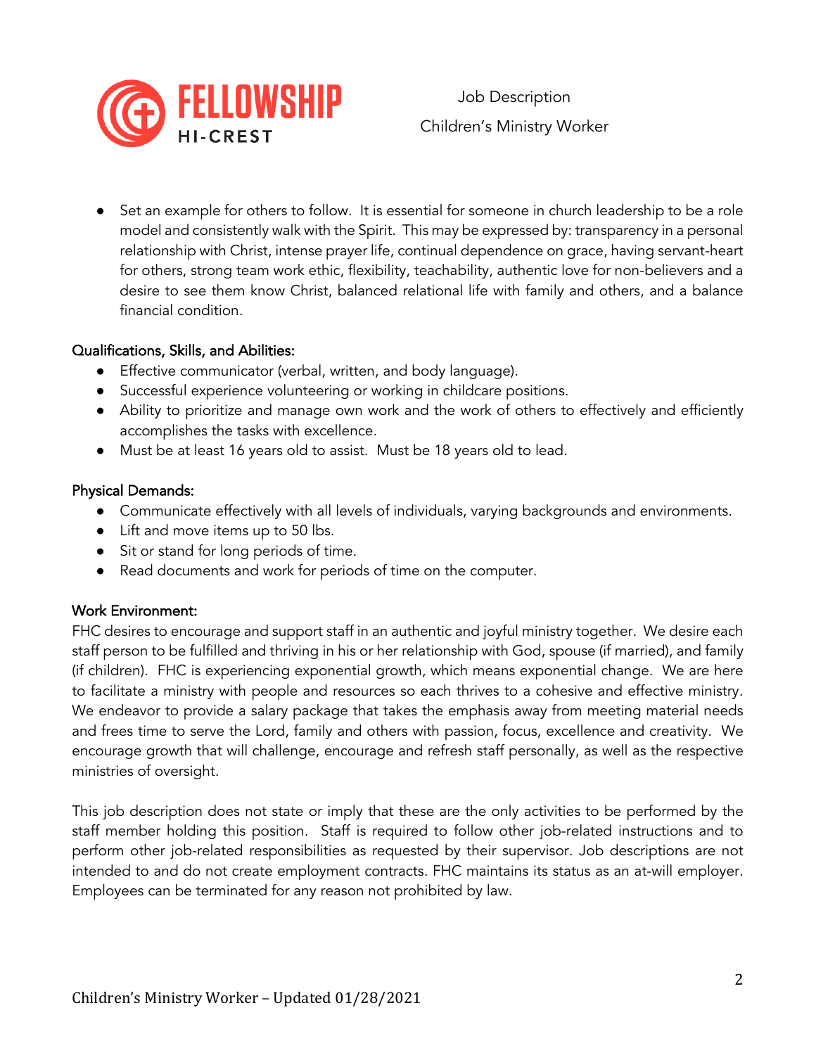- Set an example for others to follow. It is essential for someone in church leadership to be a role model and consistently walk with the Spirit. This may be expressed by: transparency in a personal relationship with Christ, intense prayer life, continual dependence on grace, having servant-heart for others, strong team work ethic, flexibility, teachability, authentic love for non-believers and a desire to see them know Christ, balanced relational life with family and others, and a balance financial condition.

## Qualifications, Skills, and Abilities:

- Effective communicator (verbal, written, and body language).
- Successful experience volunteering or working in childcare positions.
- Ability to prioritize and manage own work and the work of others to effectively and efficiently accomplishes the tasks with excellence.
- Must be at least 16 years old to assist. Must be 18 years old to lead.

## Physical Demands:

- Communicate effectively with all levels of individuals, varying backgrounds and environments.
- Lift and move items up to 50 lbs.
- Sit or stand for long periods of time.
- Read documents and work for periods of time on the computer.

## Work Environment:

FHC desires to encourage and support staff in an authentic and joyful ministry together. We desire each staff person to be fulfilled and thriving in his or her relationship with God, spouse (if married), and family (if children). FHC is experiencing exponential growth, which means exponential change. We are here to facilitate a ministry with people and resources so each thrives to a cohesive and effective ministry. We endeavor to provide a salary package that takes the emphasis away from meeting material needs and frees time to serve the Lord, family and others with passion, focus, excellence and creativity. We encourage growth that will challenge, encourage and refresh staff personally, as well as the respective ministries of oversight.

This job description does not state or imply that these are the only activities to be performed by the staff member holding this position. Staff is required to follow other job-related instructions and to perform other job-related responsibilities as requested by their supervisor. Job descriptions are not intended to and do not create employment contracts. FHC maintains its status as an at-will employer. Employees can be terminated for any reason not prohibited by law.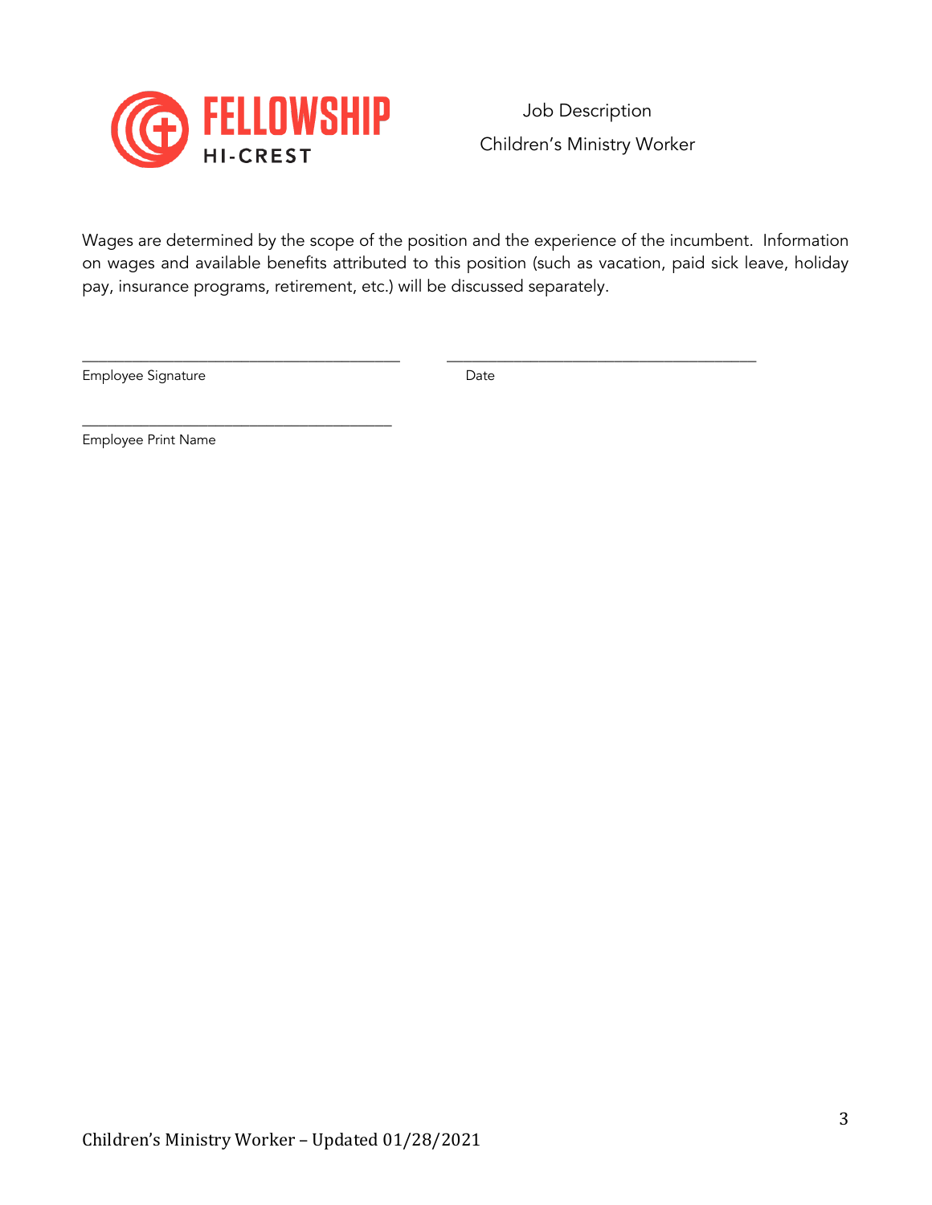Job Description

Children's Ministry Worker

Wages are determined by the scope of the position and the experience of the incumbent. Information on wages and available benefits attributed to this position (such as vacation, paid sick leave, holiday pay, insurance programs, retirement, etc.) will be discussed separately.

\_\_\_\_\_\_\_\_\_\_\_\_\_\_\_\_\_\_\_\_\_\_\_\_\_\_\_\_\_\_\_\_\_\_\_\_\_\_\_\_ \_\_\_\_\_\_\_\_\_\_\_\_\_\_\_\_\_\_\_\_\_\_\_\_\_\_\_\_\_\_\_\_\_\_\_\_\_\_\_\_

Employee Signature Date

\_\_\_\_\_\_\_\_\_\_\_\_\_\_\_\_\_\_\_\_\_\_\_\_\_\_\_\_\_\_\_\_\_\_\_\_\_\_\_\_

Employee Print Name